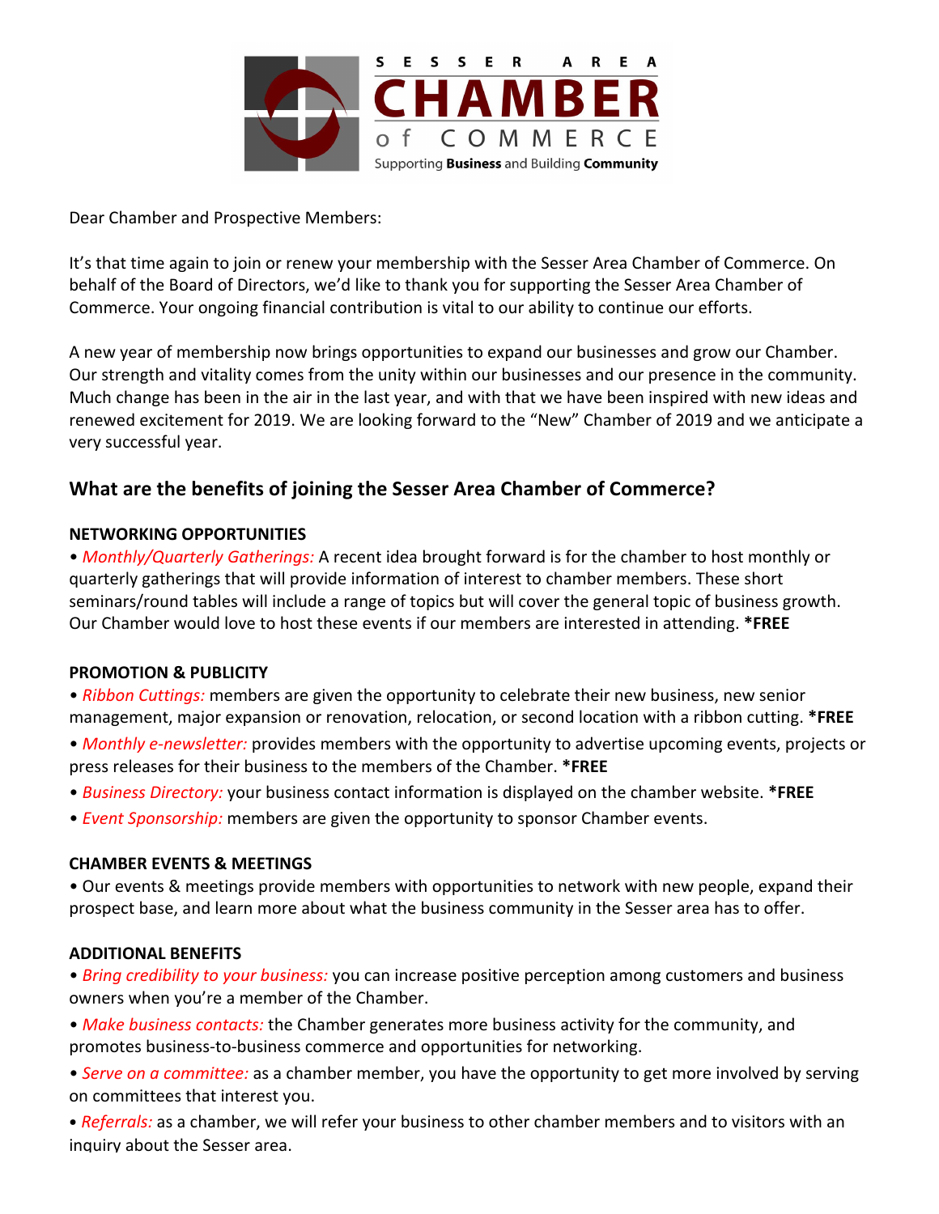SESSER AREA CHAMBER of COMMERCE

Supporting **Business** and Building **Community**

Dear Chamber and Prospective Members:

It's that time again to join or renew your membership with the Sesser Area Chamber of Commerce. On behalf of the Board of Directors, we'd like to thank you for supporting the Sesser Area Chamber of Commerce. Your ongoing financial contribution is vital to our ability to continue our efforts.

A new year of membership now brings opportunities to expand our businesses and grow our Chamber. Our strength and vitality comes from the unity within our businesses and our presence in the community. Much change has been in the air in the last year, and with that we have been inspired with new ideas and renewed excitement for 2019. We are looking forward to the "New" Chamber of 2019 and we anticipate a very successful year.

## What are the benefits of joining the Sesser Area Chamber of Commerce?

**NETWORKING OPPORTUNITIES**

• *Monthly/Quarterly Gatherings:* A recent idea brought forward is for the chamber to host monthly or quarterly gatherings that will provide information of interest to chamber members. These short seminars/round tables will include a range of topics but will cover the general topic of business growth. Our Chamber would love to host these events if our members are interested in attending. ***FREE**

**PROMOTION & PUBLICITY**

• *Ribbon Cuttings:* members are given the opportunity to celebrate their new business, new senior management, major expansion or renovation, relocation, or second location with a ribbon cutting. ***FREE**

• *Monthly e-newsletter:* provides members with the opportunity to advertise upcoming events, projects or press releases for their business to the members of the Chamber. ***FREE**

• *Business Directory:* your business contact information is displayed on the chamber website. ***FREE**

• *Event Sponsorship:* members are given the opportunity to sponsor Chamber events.

**CHAMBER EVENTS & MEETINGS**

• Our events & meetings provide members with opportunities to network with new people, expand their prospect base, and learn more about what the business community in the Sesser area has to offer.

**ADDITIONAL BENEFITS**

• *Bring credibility to your business:* you can increase positive perception among customers and business owners when you're a member of the Chamber.

• *Make business contacts:* the Chamber generates more business activity for the community, and promotes business-to-business commerce and opportunities for networking.

• *Serve on a committee:* as a chamber member, you have the opportunity to get more involved by serving on committees that interest you.

• *Referrals:* as a chamber, we will refer your business to other chamber members and to visitors with an inquiry about the Sesser area.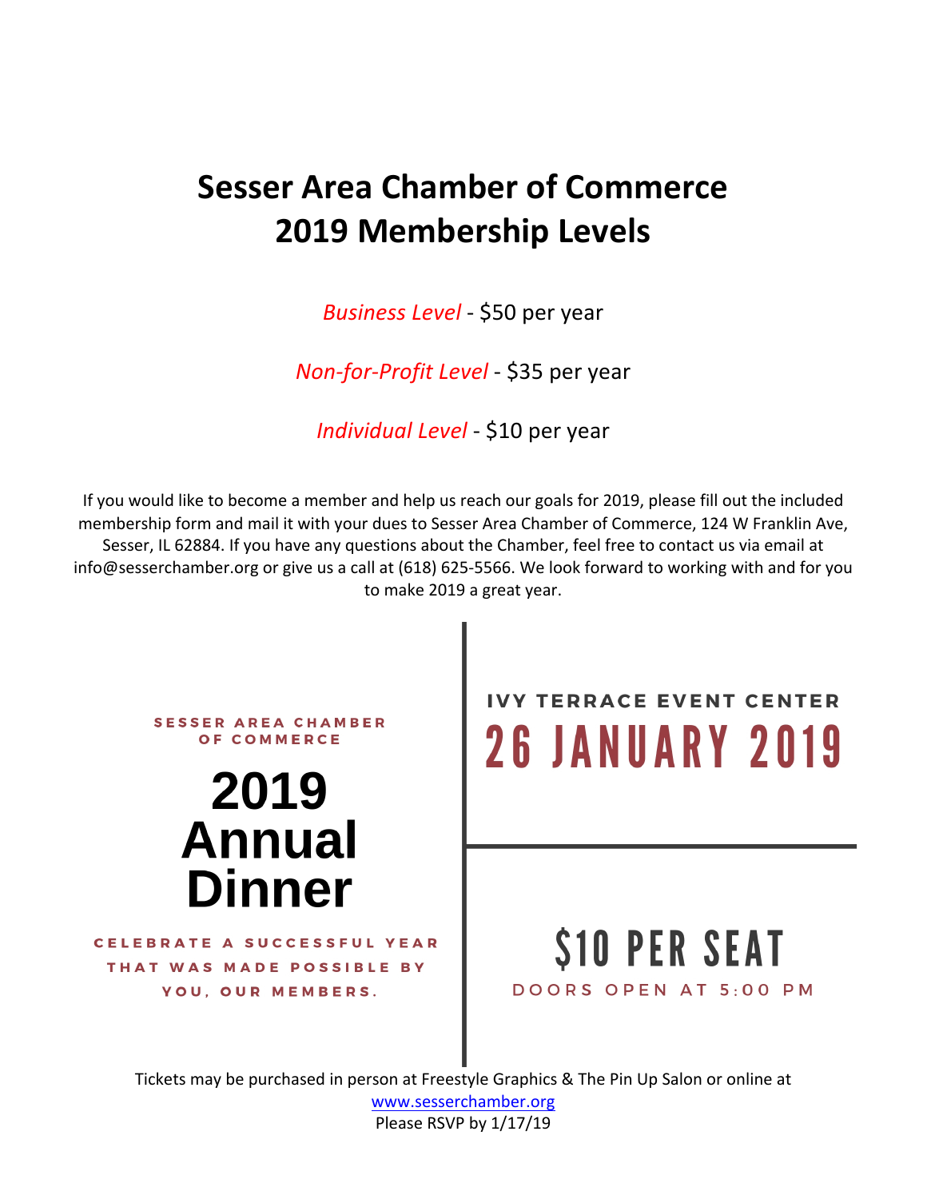# Sesser Area Chamber of Commerce
# 2019 Membership Levels

*Business Level* - $50 per year

*Non-for-Profit Level* - $35 per year

*Individual Level* - $10 per year

If you would like to become a member and help us reach our goals for 2019, please fill out the included membership form and mail it with your dues to Sesser Area Chamber of Commerce, 124 W Franklin Ave, Sesser, IL 62884. If you have any questions about the Chamber, feel free to contact us via email at info@sesserchamber.org or give us a call at (618) 625-5566. We look forward to working with and for you to make 2019 a great year.

SESSER AREA CHAMBER OF COMMERCE

## 2019 Annual Dinner

CELEBRATE A SUCCESSFUL YEAR THAT WAS MADE POSSIBLE BY YOU, OUR MEMBERS.

IVY TERRACE EVENT CENTER

## 26 JANUARY 2019

## $10 PER SEAT

DOORS OPEN AT 5:00 PM

Tickets may be purchased in person at Freestyle Graphics & The Pin Up Salon or online at www.sesserchamber.org

Please RSVP by 1/17/19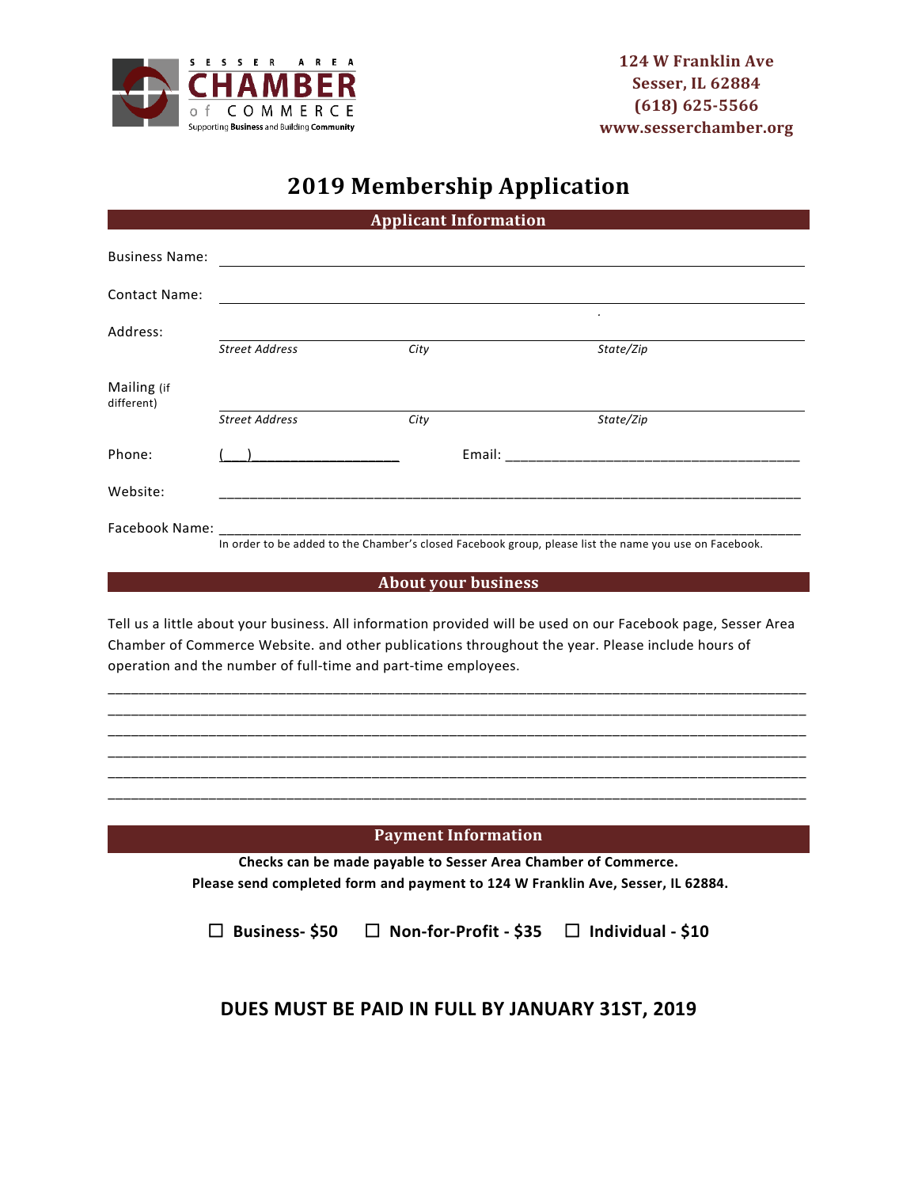SESSER AREA CHAMBER of COMMERCE
Supporting Business and Building Community

124 W Franklin Ave
Sesser, IL 62884
(618) 625-5566
www.sesserchamber.org

# 2019 Membership Application

## Applicant Information

Business Name: ____________________________________________

Contact Name: ____________________________________________

Address: ____________________________________________

*Street Address* *City* *State/Zip*

Mailing (if different): ____________________________________________

*Street Address* *City* *State/Zip*

Phone: (___)____________________ Email: ______________________________________

Website: ____________________________________________

Facebook Name: ____________________________________________

In order to be added to the Chamber's closed Facebook group, please list the name you use on Facebook.

## About your business

Tell us a little about your business. All information provided will be used on our Facebook page, Sesser Area Chamber of Commerce Website. and other publications throughout the year. Please include hours of operation and the number of full-time and part-time employees.

____________________________________________________________________________________

____________________________________________________________________________________

____________________________________________________________________________________

____________________________________________________________________________________

____________________________________________________________________________________

____________________________________________________________________________________

## Payment Information

**Checks can be made payable to Sesser Area Chamber of Commerce.**
**Please send completed form and payment to 124 W Franklin Ave, Sesser, IL 62884.**

☐ **Business- $50** ☐ **Non-for-Profit - $35** ☐ **Individual - $10**

**DUES MUST BE PAID IN FULL BY JANUARY 31ST, 2019**